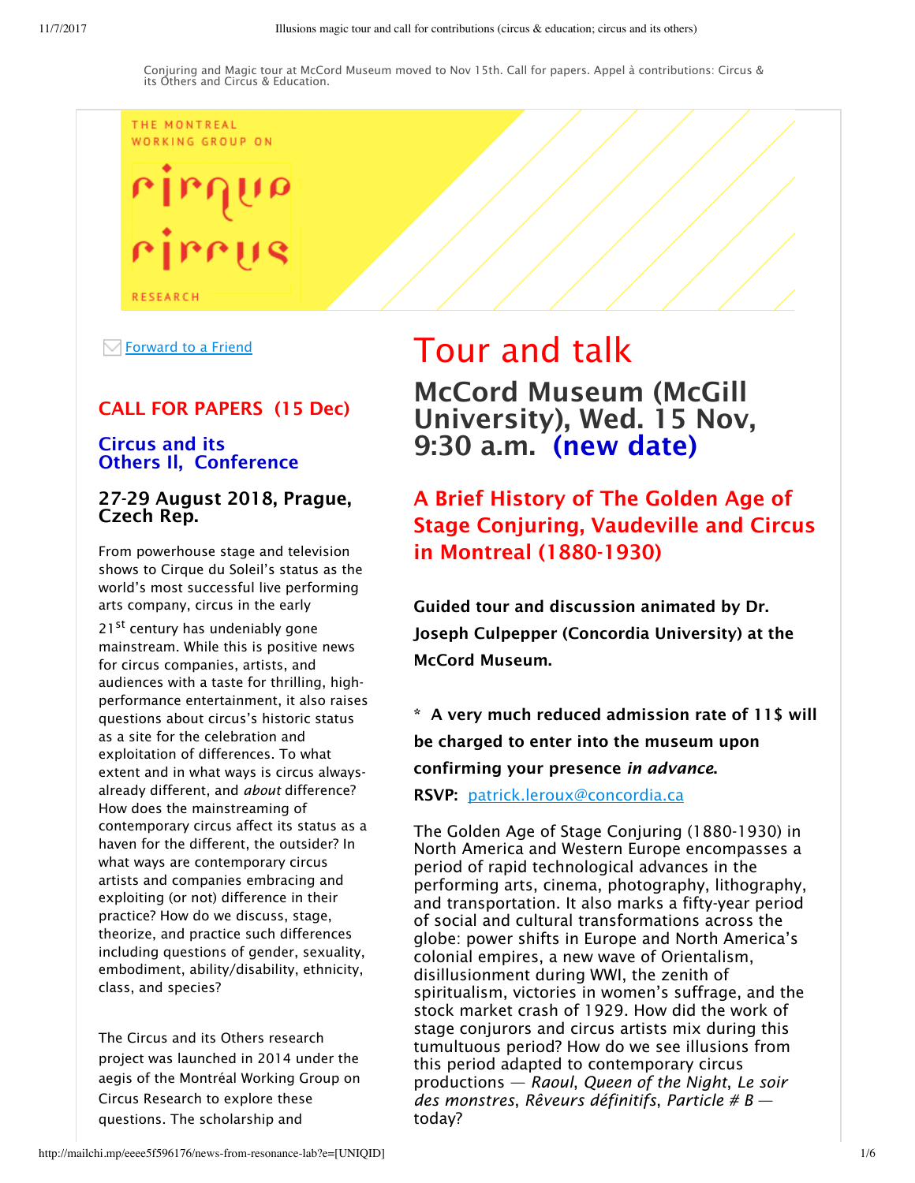Conjuring and Magic tour at McCord Museum moved to Nov 15th. Call for papers. Appel à contributions: Circus & its Others and Circus & Education.

THE MONTREAL WORKING GROUP ON

cirque circus

RESEARCH

Forward to a Friend

# Tour and talk

## McCord Museum (McGill University), Wed. 15 Nov, 9:30 a.m. (new date)

### A Brief History of The Golden Age of Stage Conjuring, Vaudeville and Circus in Montreal (1880-1930)

**Guided tour and discussion animated by Dr. Joseph Culpepper (Concordia University) at the McCord Museum.**

**\* A very much reduced admission rate of 11$ will be charged to enter into the museum upon confirming your presence *in advance*.**

**RSVP:** patrick.leroux@concordia.ca

The Golden Age of Stage Conjuring (1880-1930) in North America and Western Europe encompasses a period of rapid technological advances in the performing arts, cinema, photography, lithography, and transportation. It also marks a fifty-year period of social and cultural transformations across the globe: power shifts in Europe and North America's colonial empires, a new wave of Orientalism, disillusionment during WWI, the zenith of spiritualism, victories in women's suffrage, and the stock market crash of 1929. How did the work of stage conjurors and circus artists mix during this tumultuous period? How do we see illusions from this period adapted to contemporary circus productions — *Raoul*, *Queen of the Night*, *Le soir des monstres*, *Rêveurs définitifs*, *Particle # B* — today?

## CALL FOR PAPERS (15 Dec)

### Circus and its Others II, Conference

#### 27-29 August 2018, Prague, Czech Rep.

From powerhouse stage and television shows to Cirque du Soleil's status as the world's most successful live performing arts company, circus in the early 21st century has undeniably gone mainstream. While this is positive news for circus companies, artists, and audiences with a taste for thrilling, high-performance entertainment, it also raises questions about circus's historic status as a site for the celebration and exploitation of differences. To what extent and in what ways is circus always-already different, and *about* difference? How does the mainstreaming of contemporary circus affect its status as a haven for the different, the outsider? In what ways are contemporary circus artists and companies embracing and exploiting (or not) difference in their practice? How do we discuss, stage, theorize, and practice such differences including questions of gender, sexuality, embodiment, ability/disability, ethnicity, class, and species?

The Circus and its Others research project was launched in 2014 under the aegis of the Montréal Working Group on Circus Research to explore these questions. The scholarship and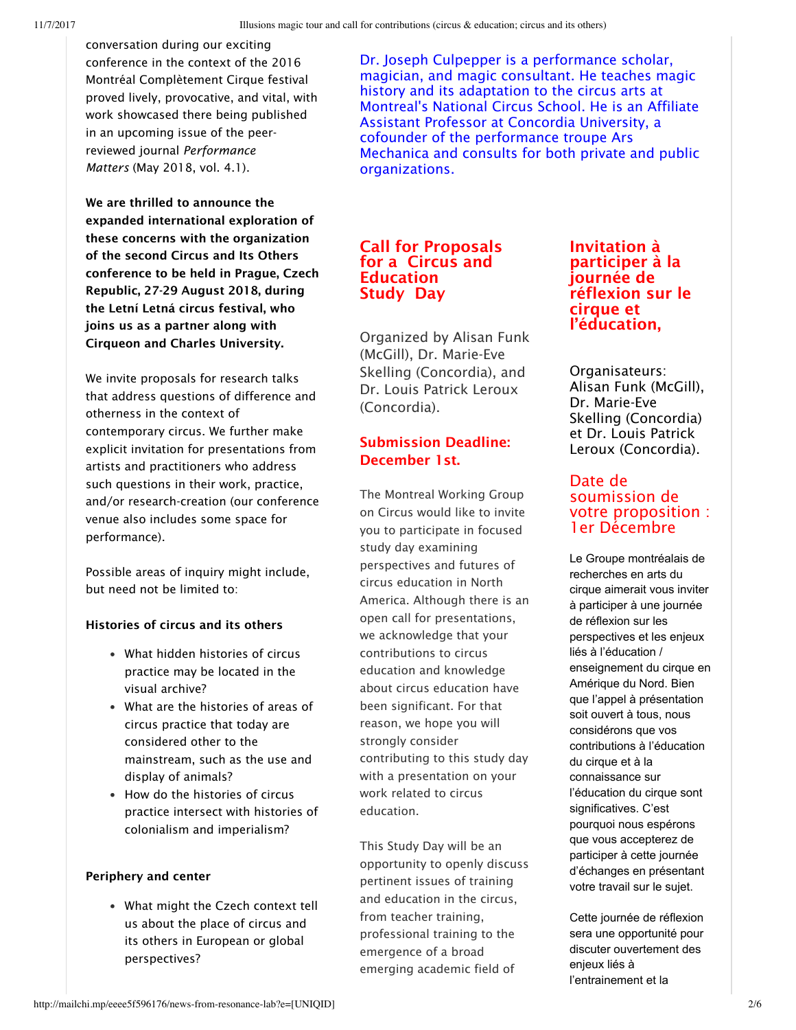conversation during our exciting conference in the context of the 2016 Montréal Complètement Cirque festival proved lively, provocative, and vital, with work showcased there being published in an upcoming issue of the peer-reviewed journal *Performance Matters* (May 2018, vol. 4.1).

**We are thrilled to announce the expanded international exploration of these concerns with the organization of the second Circus and Its Others conference to be held in Prague, Czech Republic, 27-29 August 2018, during the Letní Letná circus festival, who joins us as a partner along with Cirqueon and Charles University.**

We invite proposals for research talks that address questions of difference and otherness in the context of contemporary circus. We further make explicit invitation for presentations from artists and practitioners who address such questions in their work, practice, and/or research-creation (our conference venue also includes some space for performance).

Possible areas of inquiry might include, but need not be limited to:

**Histories of circus and its others**

- What hidden histories of circus practice may be located in the visual archive?
- What are the histories of areas of circus practice that today are considered other to the mainstream, such as the use and display of animals?
- How do the histories of circus practice intersect with histories of colonialism and imperialism?

**Periphery and center**

- What might the Czech context tell us about the place of circus and its others in European or global perspectives?

Dr. Joseph Culpepper is a performance scholar, magician, and magic consultant. He teaches magic history and its adaptation to the circus arts at Montreal's National Circus School. He is an Affiliate Assistant Professor at Concordia University, a cofounder of the performance troupe Ars Mechanica and consults for both private and public organizations.

## Call for Proposals for a Circus and Education Study Day

Organized by Alisan Funk (McGill), Dr. Marie-Eve Skelling (Concordia), and Dr. Louis Patrick Leroux (Concordia).

### Submission Deadline: December 1st.

The Montreal Working Group on Circus would like to invite you to participate in focused study day examining perspectives and futures of circus education in North America. Although there is an open call for presentations, we acknowledge that your contributions to circus education and knowledge about circus education have been significant. For that reason, we hope you will strongly consider contributing to this study day with a presentation on your work related to circus education.

This Study Day will be an opportunity to openly discuss pertinent issues of training and education in the circus, from teacher training, professional training to the emergence of a broad emerging academic field of

## Invitation à participer à la journée de réflexion sur le cirque et l'éducation,

Organisateurs: Alisan Funk (McGill), Dr. Marie-Eve Skelling (Concordia) et Dr. Louis Patrick Leroux (Concordia).

### Date de soumission de votre proposition : 1er Décembre

Le Groupe montréalais de recherches en arts du cirque aimerait vous inviter à participer à une journée de réflexion sur les perspectives et les enjeux liés à l'éducation / enseignement du cirque en Amérique du Nord. Bien que l'appel à présentation soit ouvert à tous, nous considérons que vos contributions à l'éducation du cirque et à la connaissance sur l'éducation du cirque sont significatives. C'est pourquoi nous espérons que vous accepterez de participer à cette journée d'échanges en présentant votre travail sur le sujet.

Cette journée de réflexion sera une opportunité pour discuter ouvertement des enjeux liés à l'entrainement et la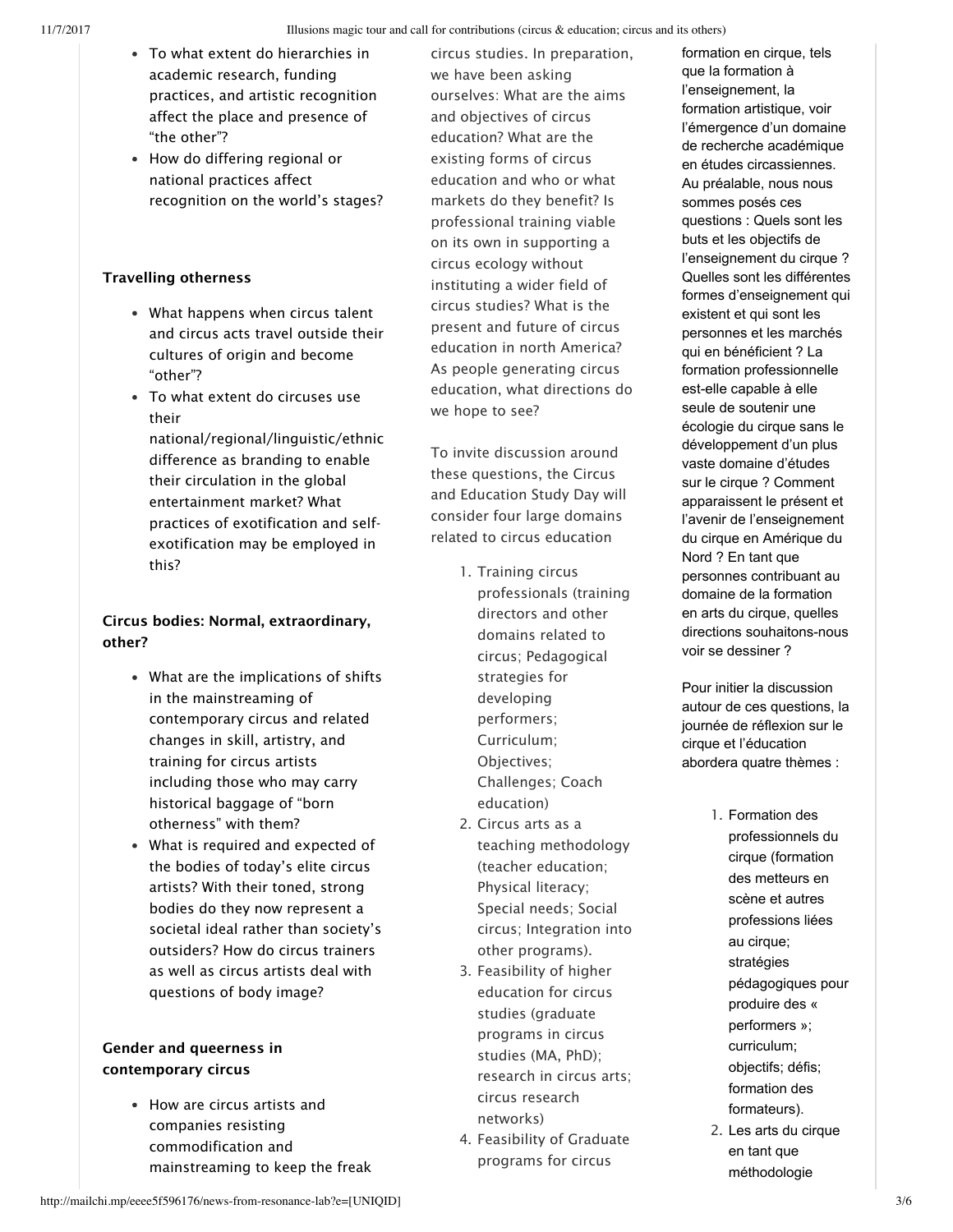- To what extent do hierarchies in academic research, funding practices, and artistic recognition affect the place and presence of "the other"?
- How do differing regional or national practices affect recognition on the world's stages?

**Travelling otherness**

- What happens when circus talent and circus acts travel outside their cultures of origin and become "other"?
- To what extent do circuses use their national/regional/linguistic/ethnic difference as branding to enable their circulation in the global entertainment market? What practices of exotification and self-exotification may be employed in this?

**Circus bodies: Normal, extraordinary, other?**

- What are the implications of shifts in the mainstreaming of contemporary circus and related changes in skill, artistry, and training for circus artists including those who may carry historical baggage of "born otherness" with them?
- What is required and expected of the bodies of today's elite circus artists? With their toned, strong bodies do they now represent a societal ideal rather than society's outsiders? How do circus trainers as well as circus artists deal with questions of body image?

**Gender and queerness in contemporary circus**

- How are circus artists and companies resisting commodification and mainstreaming to keep the freak

circus studies. In preparation, we have been asking ourselves: What are the aims and objectives of circus education? What are the existing forms of circus education and who or what markets do they benefit? Is professional training viable on its own in supporting a circus ecology without instituting a wider field of circus studies? What is the present and future of circus education in north America? As people generating circus education, what directions do we hope to see?

To invite discussion around these questions, the Circus and Education Study Day will consider four large domains related to circus education

1. Training circus professionals (training directors and other domains related to circus; Pedagogical strategies for developing performers; Curriculum; Objectives; Challenges; Coach education)
2. Circus arts as a teaching methodology (teacher education; Physical literacy; Special needs; Social circus; Integration into other programs).
3. Feasibility of higher education for circus studies (graduate programs in circus studies (MA, PhD); research in circus arts; circus research networks)
4. Feasibility of Graduate programs for circus

formation en cirque, tels que la formation à l'enseignement, la formation artistique, voir l'émergence d'un domaine de recherche académique en études circassiennes. Au préalable, nous nous sommes posés ces questions : Quels sont les buts et les objectifs de l'enseignement du cirque ? Quelles sont les différentes formes d'enseignement qui existent et qui sont les personnes et les marchés qui en bénéficient ? La formation professionnelle est-elle capable à elle seule de soutenir une écologie du cirque sans le développement d'un plus vaste domaine d'études sur le cirque ? Comment apparaissent le présent et l'avenir de l'enseignement du cirque en Amérique du Nord ? En tant que personnes contribuant au domaine de la formation en arts du cirque, quelles directions souhaitons-nous voir se dessiner ?

Pour initier la discussion autour de ces questions, la journée de réflexion sur le cirque et l'éducation abordera quatre thèmes :

1. Formation des professionnels du cirque (formation des metteurs en scène et autres professions liées au cirque; stratégies pédagogiques pour produire des « performers »; curriculum; objectifs; défis; formation des formateurs).
2. Les arts du cirque en tant que méthodologie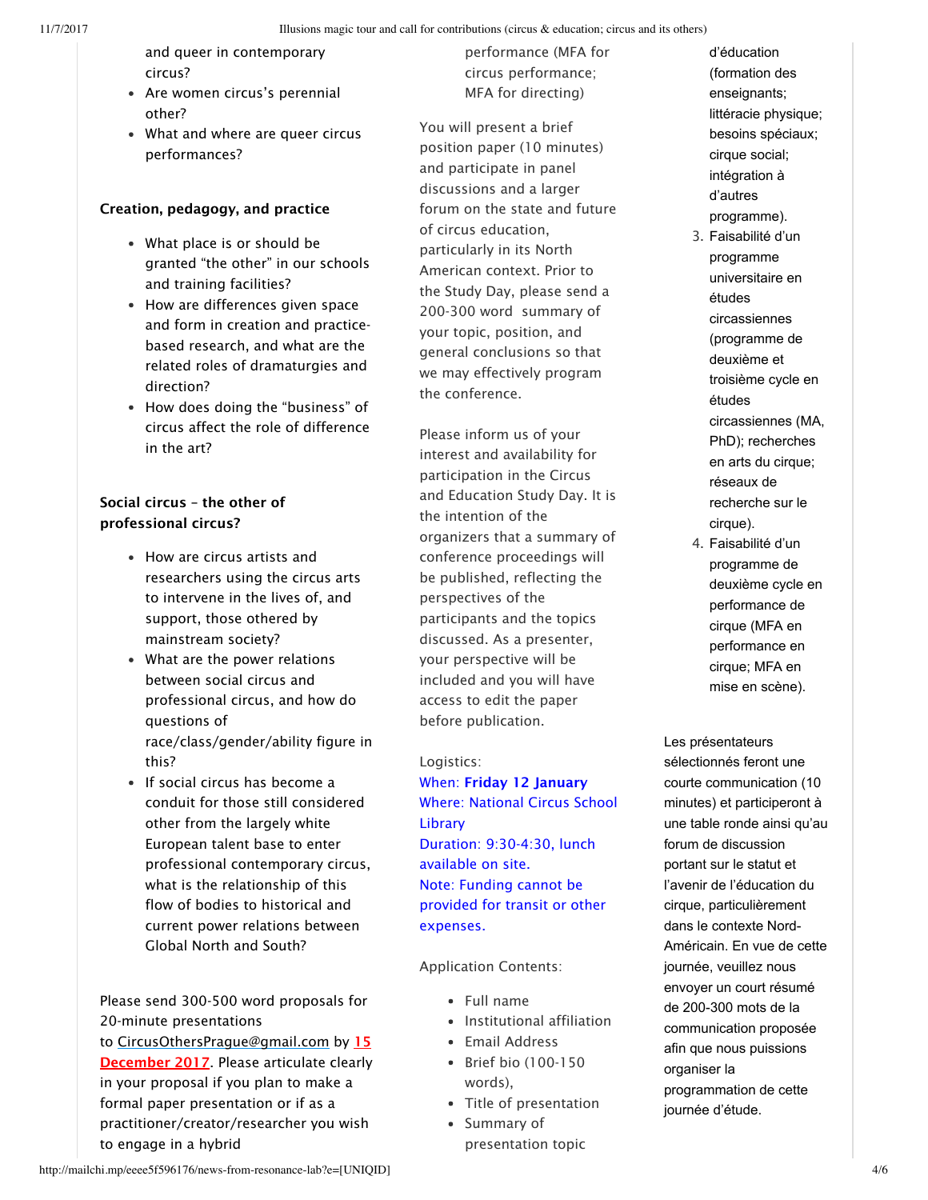and queer in contemporary circus?

- Are women circus's perennial other?
- What and where are queer circus performances?

**Creation, pedagogy, and practice**

- What place is or should be granted "the other" in our schools and training facilities?
- How are differences given space and form in creation and practice-based research, and what are the related roles of dramaturgies and direction?
- How does doing the "business" of circus affect the role of difference in the art?

**Social circus – the other of professional circus?**

- How are circus artists and researchers using the circus arts to intervene in the lives of, and support, those othered by mainstream society?
- What are the power relations between social circus and professional circus, and how do questions of race/class/gender/ability figure in this?
- If social circus has become a conduit for those still considered other from the largely white European talent base to enter professional contemporary circus, what is the relationship of this flow of bodies to historical and current power relations between Global North and South?

Please send 300-500 word proposals for 20-minute presentations to CircusOthersPrague@gmail.com by **15 December 2017**. Please articulate clearly in your proposal if you plan to make a formal paper presentation or if as a practitioner/creator/researcher you wish to engage in a hybrid

performance (MFA for circus performance; MFA for directing)

You will present a brief position paper (10 minutes) and participate in panel discussions and a larger forum on the state and future of circus education, particularly in its North American context. Prior to the Study Day, please send a 200-300 word summary of your topic, position, and general conclusions so that we may effectively program the conference.

Please inform us of your interest and availability for participation in the Circus and Education Study Day. It is the intention of the organizers that a summary of conference proceedings will be published, reflecting the perspectives of the participants and the topics discussed. As a presenter, your perspective will be included and you will have access to edit the paper before publication.

Logistics:
When: **Friday 12 January**
Where: National Circus School Library
Duration: 9:30-4:30, lunch available on site.
Note: Funding cannot be provided for transit or other expenses.

Application Contents:

- Full name
- Institutional affiliation
- Email Address
- Brief bio (100-150 words),
- Title of presentation
- Summary of presentation topic

d'éducation (formation des enseignants; littéracie physique; besoins spéciaux; cirque social; intégration à d'autres programme).

3. Faisabilité d'un programme universitaire en études circassiennes (programme de deuxième et troisième cycle en études circassiennes (MA, PhD); recherches en arts du cirque; réseaux de recherche sur le cirque).
4. Faisabilité d'un programme de deuxième cycle en performance de cirque (MFA en performance en cirque; MFA en mise en scène).

Les présentateurs sélectionnés feront une courte communication (10 minutes) et participeront à une table ronde ainsi qu'au forum de discussion portant sur le statut et l'avenir de l'éducation du cirque, particulièrement dans le contexte Nord-Américain. En vue de cette journée, veuillez nous envoyer un court résumé de 200-300 mots de la communication proposée afin que nous puissions organiser la programmation de cette journée d'étude.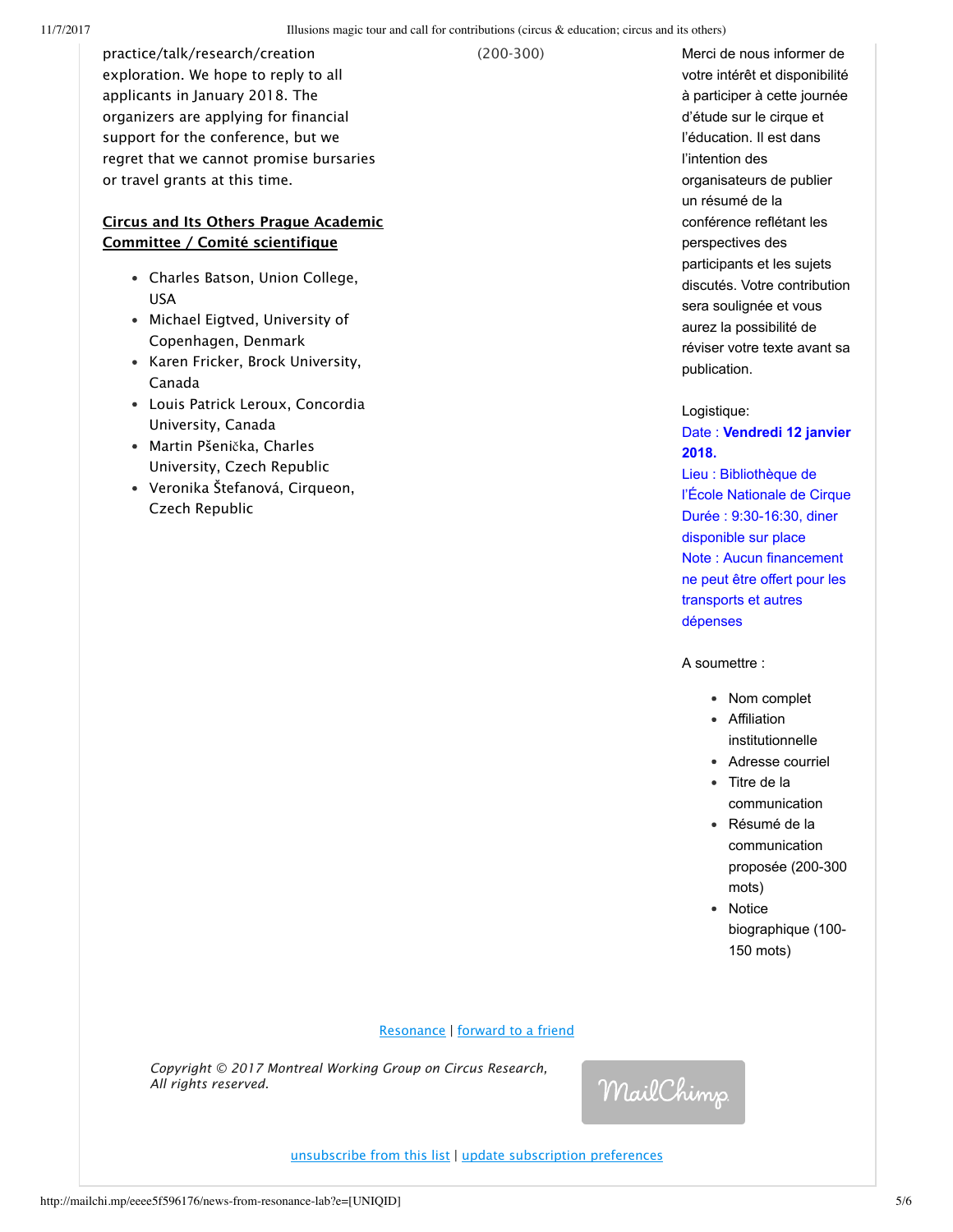practice/talk/research/creation exploration. We hope to reply to all applicants in January 2018. The organizers are applying for financial support for the conference, but we regret that we cannot promise bursaries or travel grants at this time.

**Circus and Its Others Prague Academic Committee / Comité scientifique**

- Charles Batson, Union College, USA
- Michael Eigtved, University of Copenhagen, Denmark
- Karen Fricker, Brock University, Canada
- Louis Patrick Leroux, Concordia University, Canada
- Martin Pšenička, Charles University, Czech Republic
- Veronika Štefanová, Cirqueon, Czech Republic

(200-300)

Merci de nous informer de votre intérêt et disponibilité à participer à cette journée d'étude sur le cirque et l'éducation. Il est dans l'intention des organisateurs de publier un résumé de la conférence reflétant les perspectives des participants et les sujets discutés. Votre contribution sera soulignée et vous aurez la possibilité de réviser votre texte avant sa publication.

Logistique:
Date : **Vendredi 12 janvier 2018.**
Lieu : Bibliothèque de l'École Nationale de Cirque
Durée : 9:30-16:30, diner disponible sur place
Note : Aucun financement ne peut être offert pour les transports et autres dépenses

A soumettre :

- Nom complet
- Affiliation institutionnelle
- Adresse courriel
- Titre de la communication
- Résumé de la communication proposée (200-300 mots)
- Notice biographique (100-150 mots)

Resonance | forward to a friend

*Copyright © 2017 Montreal Working Group on Circus Research, All rights reserved.*

MailChimp

unsubscribe from this list | update subscription preferences